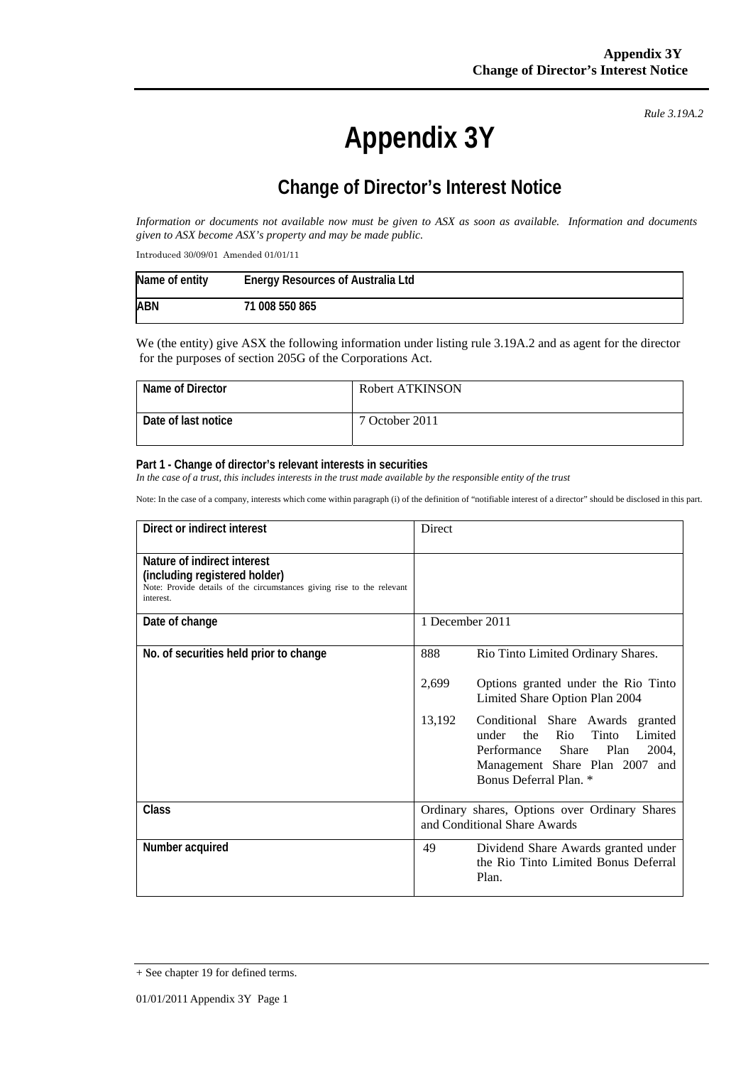*Rule 3.19A.2*

# Appendix 3Y

## Change of Director's Interest Notice

*Information or documents not available now must be given to ASX as soon as available. Information and documents given to ASX become ASX's property and may be made public.*

Introduced 30/09/01 Amended 01/01/11

| Name of entity | Energy Resources of Australia Ltd |
|---|---|
| ABN | 71 008 550 865 |

We (the entity) give ASX the following information under listing rule 3.19A.2 and as agent for the director for the purposes of section 205G of the Corporations Act.

| Name of Director | Robert ATKINSON |
|---|---|
| Date of last notice | 7 October 2011 |

**Part 1 - Change of director's relevant interests in securities**

*In the case of a trust, this includes interests in the trust made available by the responsible entity of the trust*

Note: In the case of a company, interests which come within paragraph (i) of the definition of "notifiable interest of a director" should be disclosed in this part.

| Direct or indirect interest | Direct |
|---|---|
| **Nature of indirect interest (including registered holder)**<br>Note: Provide details of the circumstances giving rise to the relevant interest. | |
| **Date of change** | 1 December 2011 |
| **No. of securities held prior to change** | 888 Rio Tinto Limited Ordinary Shares.<br>2,699 Options granted under the Rio Tinto Limited Share Option Plan 2004<br>13,192 Conditional Share Awards granted under the Rio Tinto Limited Performance Share Plan 2004, Management Share Plan 2007 and Bonus Deferral Plan. * |
| **Class** | Ordinary shares, Options over Ordinary Shares and Conditional Share Awards |
| **Number acquired** | 49 Dividend Share Awards granted under the Rio Tinto Limited Bonus Deferral Plan. |

+ See chapter 19 for defined terms.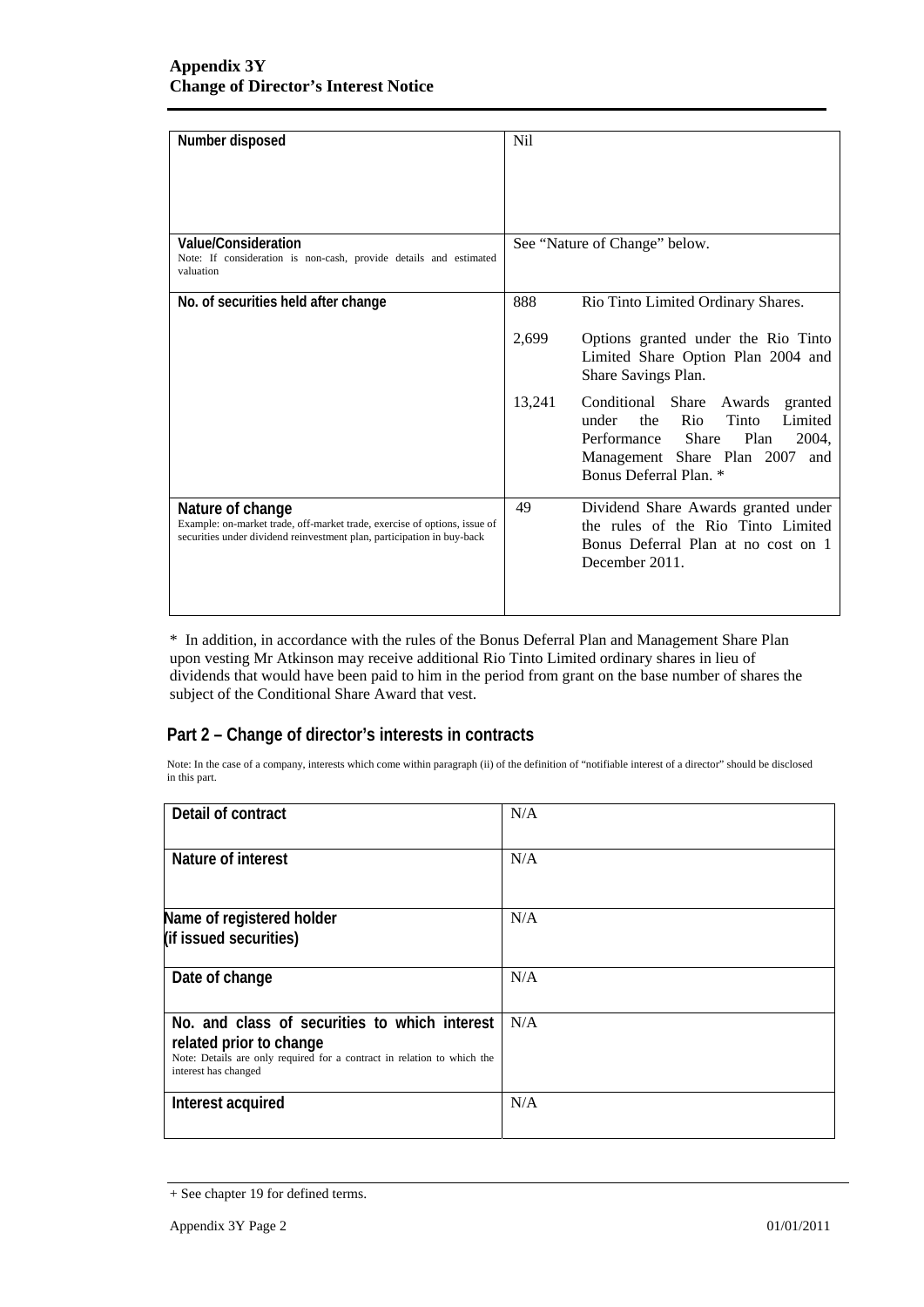| | |
|---|---|
| **Number disposed** | Nil |
| **Value/Consideration**<br>Note: If consideration is non-cash, provide details and estimated valuation | See "Nature of Change" below. |
| **No. of securities held after change** | 888 Rio Tinto Limited Ordinary Shares.<br><br>2,699 Options granted under the Rio Tinto Limited Share Option Plan 2004 and Share Savings Plan.<br><br>13,241 Conditional Share Awards granted under the Rio Tinto Limited Performance Share Plan 2004, Management Share Plan 2007 and Bonus Deferral Plan. * |
| **Nature of change**<br>Example: on-market trade, off-market trade, exercise of options, issue of securities under dividend reinvestment plan, participation in buy-back | 49 Dividend Share Awards granted under the rules of the Rio Tinto Limited Bonus Deferral Plan at no cost on 1 December 2011. |

\* In addition, in accordance with the rules of the Bonus Deferral Plan and Management Share Plan upon vesting Mr Atkinson may receive additional Rio Tinto Limited ordinary shares in lieu of dividends that would have been paid to him in the period from grant on the base number of shares the subject of the Conditional Share Award that vest.

## Part 2 – Change of director's interests in contracts

Note: In the case of a company, interests which come within paragraph (ii) of the definition of "notifiable interest of a director" should be disclosed in this part.

| | |
|---|---|
| **Detail of contract** | N/A |
| **Nature of interest** | N/A |
| **Name of registered holder (if issued securities)** | N/A |
| **Date of change** | N/A |
| **No. and class of securities to which interest related prior to change**<br>Note: Details are only required for a contract in relation to which the interest has changed | N/A |
| **Interest acquired** | N/A |

+ See chapter 19 for defined terms.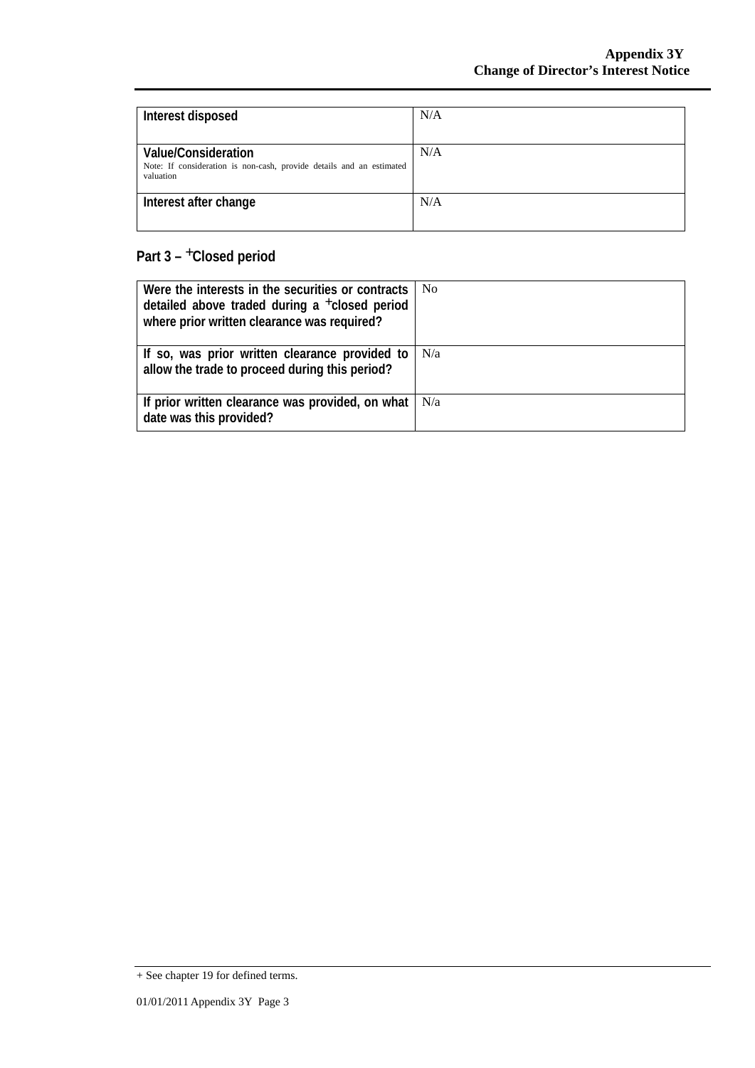| | |
|---|---|
| **Interest disposed** | N/A |
| **Value/Consideration**<br>Note: If consideration is non-cash, provide details and an estimated valuation | N/A |
| **Interest after change** | N/A |

## Part 3 – +Closed period

| | |
|---|---|
| **Were the interests in the securities or contracts detailed above traded during a +closed period where prior written clearance was required?** | No |
| **If so, was prior written clearance provided to allow the trade to proceed during this period?** | N/a |
| **If prior written clearance was provided, on what date was this provided?** | N/a |

+ See chapter 19 for defined terms.